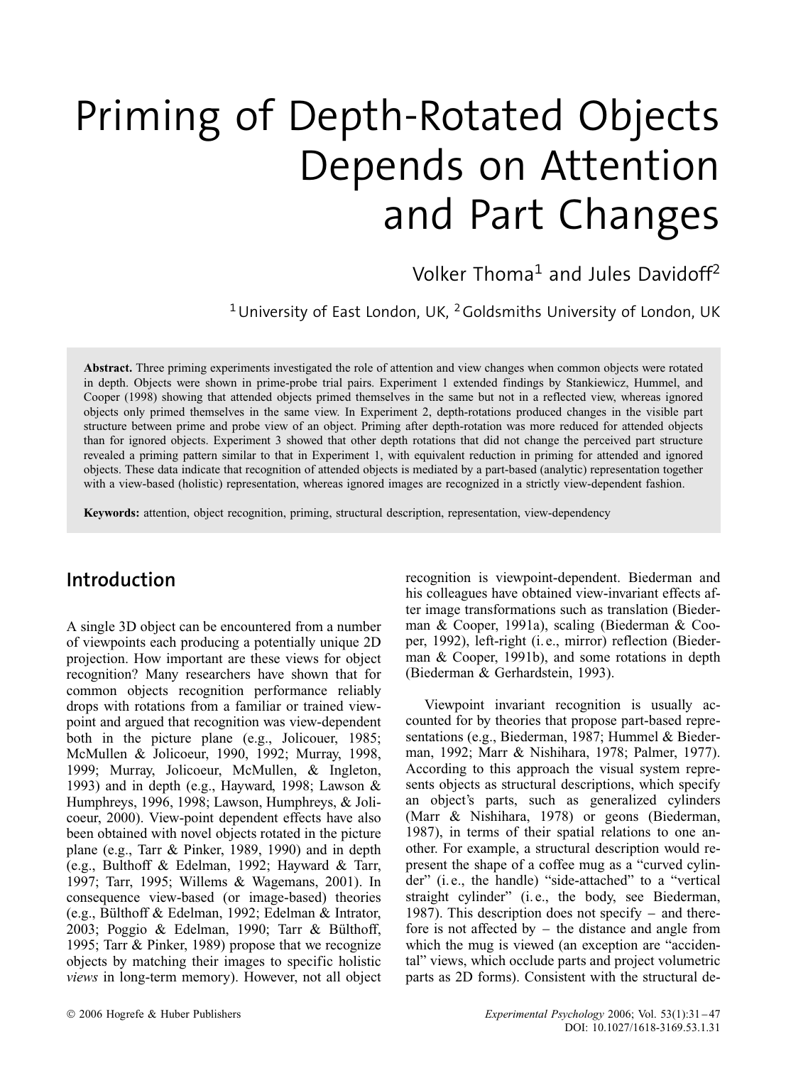# Priming of Depth-Rotated Objects Depends on Attention and Part Changes

Volker Thoma[1] and Jules Davidoff[2]

[1]University of East London, UK, [2]Goldsmiths University of London, UK

**Abstract.** Three priming experiments investigated the role of attention and view changes when common objects were rotated in depth. Objects were shown in prime-probe trial pairs. Experiment 1 extended findings by Stankiewicz, Hummel, and Cooper (1998) showing that attended objects primed themselves in the same but not in a reflected view, whereas ignored objects only primed themselves in the same view. In Experiment 2, depth-rotations produced changes in the visible part structure between prime and probe view of an object. Priming after depth-rotation was more reduced for attended objects than for ignored objects. Experiment 3 showed that other depth rotations that did not change the perceived part structure revealed a priming pattern similar to that in Experiment 1, with equivalent reduction in priming for attended and ignored objects. These data indicate that recognition of attended objects is mediated by a part-based (analytic) representation together with a view-based (holistic) representation, whereas ignored images are recognized in a strictly view-dependent fashion.

**Keywords:** attention, object recognition, priming, structural description, representation, view-dependency

## Introduction

A single 3D object can be encountered from a number of viewpoints each producing a potentially unique 2D projection. How important are these views for object recognition? Many researchers have shown that for common objects recognition performance reliably drops with rotations from a familiar or trained viewpoint and argued that recognition was view-dependent both in the picture plane (e.g., Jolicouer, 1985; McMullen & Jolicoeur, 1990, 1992; Murray, 1998, 1999; Murray, Jolicoeur, McMullen, & Ingleton, 1993) and in depth (e.g., Hayward, 1998; Lawson & Humphreys, 1996, 1998; Lawson, Humphreys, & Jolicoeur, 2000). View-point dependent effects have also been obtained with novel objects rotated in the picture plane (e.g., Tarr & Pinker, 1989, 1990) and in depth (e.g., Bulthoff & Edelman, 1992; Hayward & Tarr, 1997; Tarr, 1995; Willems & Wagemans, 2001). In consequence view-based (or image-based) theories (e.g., Bülthoff & Edelman, 1992; Edelman & Intrator, 2003; Poggio & Edelman, 1990; Tarr & Bülthoff, 1995; Tarr & Pinker, 1989) propose that we recognize objects by matching their images to specific holistic *views* in long-term memory). However, not all object recognition is viewpoint-dependent. Biederman and his colleagues have obtained view-invariant effects after image transformations such as translation (Biederman & Cooper, 1991a), scaling (Biederman & Cooper, 1992), left-right (i. e., mirror) reflection (Biederman & Cooper, 1991b), and some rotations in depth (Biederman & Gerhardstein, 1993).

Viewpoint invariant recognition is usually accounted for by theories that propose part-based representations (e.g., Biederman, 1987; Hummel & Biederman, 1992; Marr & Nishihara, 1978; Palmer, 1977). According to this approach the visual system represents objects as structural descriptions, which specify an object's parts, such as generalized cylinders (Marr & Nishihara, 1978) or geons (Biederman, 1987), in terms of their spatial relations to one another. For example, a structural description would represent the shape of a coffee mug as a "curved cylinder" (i. e., the handle) "side-attached" to a "vertical straight cylinder" (i. e., the body, see Biederman, 1987). This description does not specify – and therefore is not affected by – the distance and angle from which the mug is viewed (an exception are "accidental" views, which occlude parts and project volumetric parts as 2D forms). Consistent with the structural de-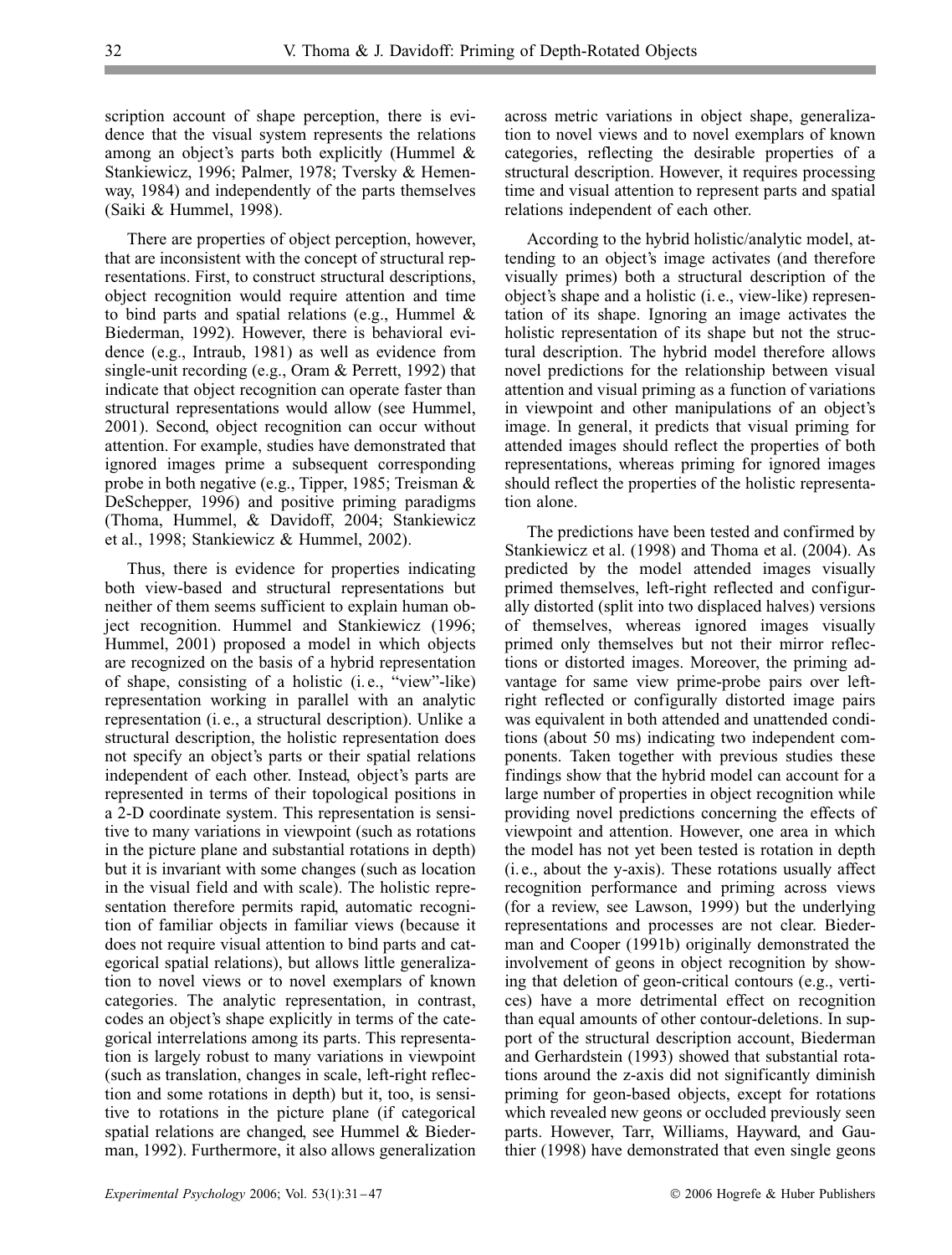scription account of shape perception, there is evidence that the visual system represents the relations among an object's parts both explicitly (Hummel & Stankiewicz, 1996; Palmer, 1978; Tversky & Hemenway, 1984) and independently of the parts themselves (Saiki & Hummel, 1998).

There are properties of object perception, however, that are inconsistent with the concept of structural representations. First, to construct structural descriptions, object recognition would require attention and time to bind parts and spatial relations (e.g., Hummel & Biederman, 1992). However, there is behavioral evidence (e.g., Intraub, 1981) as well as evidence from single-unit recording (e.g., Oram & Perrett, 1992) that indicate that object recognition can operate faster than structural representations would allow (see Hummel, 2001). Second, object recognition can occur without attention. For example, studies have demonstrated that ignored images prime a subsequent corresponding probe in both negative (e.g., Tipper, 1985; Treisman & DeSchepper, 1996) and positive priming paradigms (Thoma, Hummel, & Davidoff, 2004; Stankiewicz et al., 1998; Stankiewicz & Hummel, 2002).

Thus, there is evidence for properties indicating both view-based and structural representations but neither of them seems sufficient to explain human object recognition. Hummel and Stankiewicz (1996; Hummel, 2001) proposed a model in which objects are recognized on the basis of a hybrid representation of shape, consisting of a holistic (i. e., "view"-like) representation working in parallel with an analytic representation (i. e., a structural description). Unlike a structural description, the holistic representation does not specify an object's parts or their spatial relations independent of each other. Instead, object's parts are represented in terms of their topological positions in a 2-D coordinate system. This representation is sensitive to many variations in viewpoint (such as rotations in the picture plane and substantial rotations in depth) but it is invariant with some changes (such as location in the visual field and with scale). The holistic representation therefore permits rapid, automatic recognition of familiar objects in familiar views (because it does not require visual attention to bind parts and categorical spatial relations), but allows little generalization to novel views or to novel exemplars of known categories. The analytic representation, in contrast, codes an object's shape explicitly in terms of the categorical interrelations among its parts. This representation is largely robust to many variations in viewpoint (such as translation, changes in scale, left-right reflection and some rotations in depth) but it, too, is sensitive to rotations in the picture plane (if categorical spatial relations are changed, see Hummel & Biederman, 1992). Furthermore, it also allows generalization across metric variations in object shape, generalization to novel views and to novel exemplars of known categories, reflecting the desirable properties of a structural description. However, it requires processing time and visual attention to represent parts and spatial relations independent of each other.

According to the hybrid holistic/analytic model, attending to an object's image activates (and therefore visually primes) both a structural description of the object's shape and a holistic (i. e., view-like) representation of its shape. Ignoring an image activates the holistic representation of its shape but not the structural description. The hybrid model therefore allows novel predictions for the relationship between visual attention and visual priming as a function of variations in viewpoint and other manipulations of an object's image. In general, it predicts that visual priming for attended images should reflect the properties of both representations, whereas priming for ignored images should reflect the properties of the holistic representation alone.

The predictions have been tested and confirmed by Stankiewicz et al. (1998) and Thoma et al. (2004). As predicted by the model attended images visually primed themselves, left-right reflected and configurally distorted (split into two displaced halves) versions of themselves, whereas ignored images visually primed only themselves but not their mirror reflections or distorted images. Moreover, the priming advantage for same view prime-probe pairs over left-right reflected or configurally distorted image pairs was equivalent in both attended and unattended conditions (about 50 ms) indicating two independent components. Taken together with previous studies these findings show that the hybrid model can account for a large number of properties in object recognition while providing novel predictions concerning the effects of viewpoint and attention. However, one area in which the model has not yet been tested is rotation in depth (i. e., about the y-axis). These rotations usually affect recognition performance and priming across views (for a review, see Lawson, 1999) but the underlying representations and processes are not clear. Biederman and Cooper (1991b) originally demonstrated the involvement of geons in object recognition by showing that deletion of geon-critical contours (e.g., vertices) have a more detrimental effect on recognition than equal amounts of other contour-deletions. In support of the structural description account, Biederman and Gerhardstein (1993) showed that substantial rotations around the z-axis did not significantly diminish priming for geon-based objects, except for rotations which revealed new geons or occluded previously seen parts. However, Tarr, Williams, Hayward, and Gauthier (1998) have demonstrated that even single geons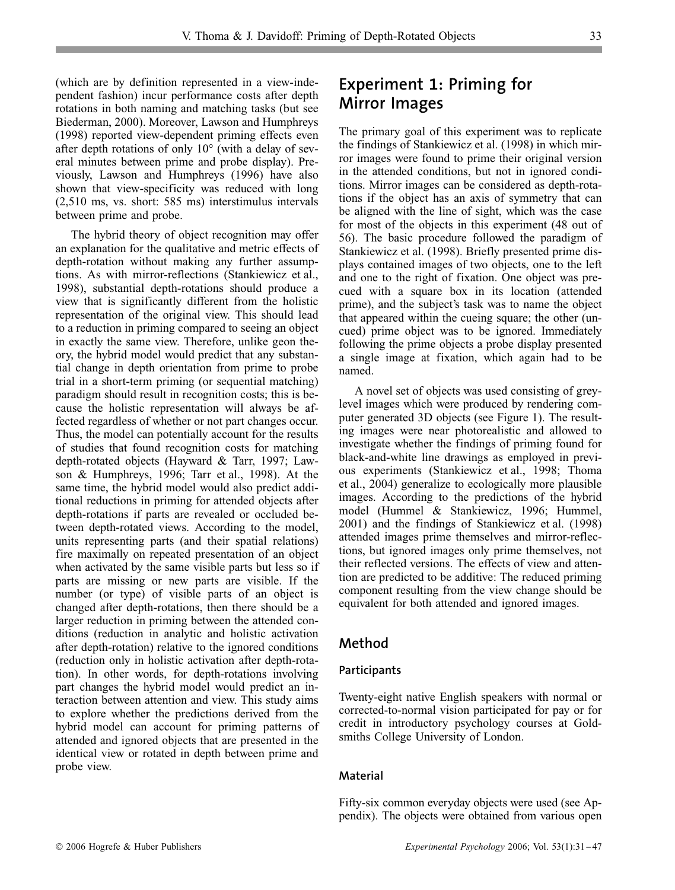(which are by definition represented in a view-independent fashion) incur performance costs after depth rotations in both naming and matching tasks (but see Biederman, 2000). Moreover, Lawson and Humphreys (1998) reported view-dependent priming effects even after depth rotations of only 10° (with a delay of several minutes between prime and probe display). Previously, Lawson and Humphreys (1996) have also shown that view-specificity was reduced with long (2,510 ms, vs. short: 585 ms) interstimulus intervals between prime and probe.

The hybrid theory of object recognition may offer an explanation for the qualitative and metric effects of depth-rotation without making any further assumptions. As with mirror-reflections (Stankiewicz et al., 1998), substantial depth-rotations should produce a view that is significantly different from the holistic representation of the original view. This should lead to a reduction in priming compared to seeing an object in exactly the same view. Therefore, unlike geon theory, the hybrid model would predict that any substantial change in depth orientation from prime to probe trial in a short-term priming (or sequential matching) paradigm should result in recognition costs; this is because the holistic representation will always be affected regardless of whether or not part changes occur. Thus, the model can potentially account for the results of studies that found recognition costs for matching depth-rotated objects (Hayward & Tarr, 1997; Lawson & Humphreys, 1996; Tarr et al., 1998). At the same time, the hybrid model would also predict additional reductions in priming for attended objects after depth-rotations if parts are revealed or occluded between depth-rotated views. According to the model, units representing parts (and their spatial relations) fire maximally on repeated presentation of an object when activated by the same visible parts but less so if parts are missing or new parts are visible. If the number (or type) of visible parts of an object is changed after depth-rotations, then there should be a larger reduction in priming between the attended conditions (reduction in analytic and holistic activation after depth-rotation) relative to the ignored conditions (reduction only in holistic activation after depth-rotation). In other words, for depth-rotations involving part changes the hybrid model would predict an interaction between attention and view. This study aims to explore whether the predictions derived from the hybrid model can account for priming patterns of attended and ignored objects that are presented in the identical view or rotated in depth between prime and probe view.

## Experiment 1: Priming for Mirror Images

The primary goal of this experiment was to replicate the findings of Stankiewicz et al. (1998) in which mirror images were found to prime their original version in the attended conditions, but not in ignored conditions. Mirror images can be considered as depth-rotations if the object has an axis of symmetry that can be aligned with the line of sight, which was the case for most of the objects in this experiment (48 out of 56). The basic procedure followed the paradigm of Stankiewicz et al. (1998). Briefly presented prime displays contained images of two objects, one to the left and one to the right of fixation. One object was precued with a square box in its location (attended prime), and the subject's task was to name the object that appeared within the cueing square; the other (uncued) prime object was to be ignored. Immediately following the prime objects a probe display presented a single image at fixation, which again had to be named.

A novel set of objects was used consisting of grey-level images which were produced by rendering computer generated 3D objects (see Figure 1). The resulting images were near photorealistic and allowed to investigate whether the findings of priming found for black-and-white line drawings as employed in previous experiments (Stankiewicz et al., 1998; Thoma et al., 2004) generalize to ecologically more plausible images. According to the predictions of the hybrid model (Hummel & Stankiewicz, 1996; Hummel, 2001) and the findings of Stankiewicz et al. (1998) attended images prime themselves and mirror-reflections, but ignored images only prime themselves, not their reflected versions. The effects of view and attention are predicted to be additive: The reduced priming component resulting from the view change should be equivalent for both attended and ignored images.

### Method

#### Participants

Twenty-eight native English speakers with normal or corrected-to-normal vision participated for pay or for credit in introductory psychology courses at Goldsmiths College University of London.

#### Material

Fifty-six common everyday objects were used (see Appendix). The objects were obtained from various open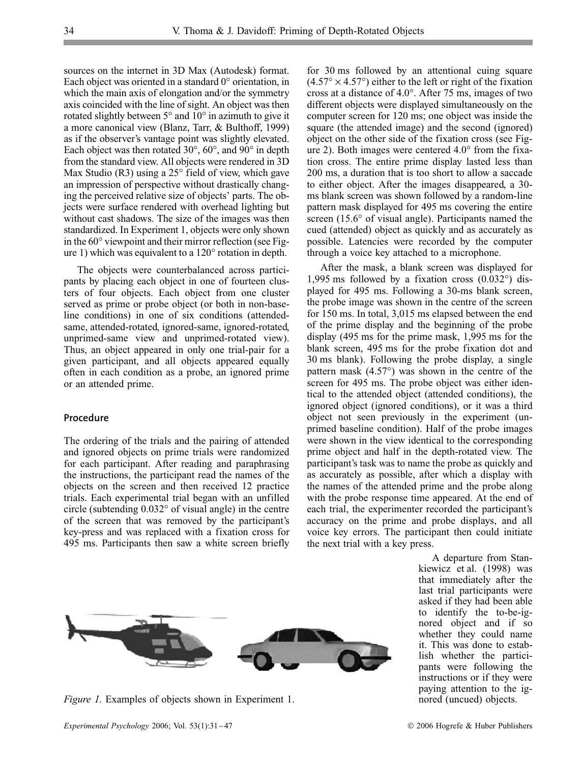sources on the internet in 3D Max (Autodesk) format. Each object was oriented in a standard 0° orientation, in which the main axis of elongation and/or the symmetry axis coincided with the line of sight. An object was then rotated slightly between 5° and 10° in azimuth to give it a more canonical view (Blanz, Tarr, & Bulthoff, 1999) as if the observer's vantage point was slightly elevated. Each object was then rotated 30°, 60°, and 90° in depth from the standard view. All objects were rendered in 3D Max Studio (R3) using a 25° field of view, which gave an impression of perspective without drastically changing the perceived relative size of objects' parts. The objects were surface rendered with overhead lighting but without cast shadows. The size of the images was then standardized. In Experiment 1, objects were only shown in the 60° viewpoint and their mirror reflection (see Figure 1) which was equivalent to a 120° rotation in depth.

The objects were counterbalanced across participants by placing each object in one of fourteen clusters of four objects. Each object from one cluster served as prime or probe object (or both in non-baseline conditions) in one of six conditions (attended-same, attended-rotated, ignored-same, ignored-rotated, unprimed-same view and unprimed-rotated view). Thus, an object appeared in only one trial-pair for a given participant, and all objects appeared equally often in each condition as a probe, an ignored prime or an attended prime.

### Procedure

The ordering of the trials and the pairing of attended and ignored objects on prime trials were randomized for each participant. After reading and paraphrasing the instructions, the participant read the names of the objects on the screen and then received 12 practice trials. Each experimental trial began with an unfilled circle (subtending 0.032° of visual angle) in the centre of the screen that was removed by the participant's key-press and was replaced with a fixation cross for 495 ms. Participants then saw a white screen briefly for 30 ms followed by an attentional cuing square (4.57° × 4.57°) either to the left or right of the fixation cross at a distance of 4.0°. After 75 ms, images of two different objects were displayed simultaneously on the computer screen for 120 ms; one object was inside the square (the attended image) and the second (ignored) object on the other side of the fixation cross (see Figure 2). Both images were centered 4.0° from the fixation cross. The entire prime display lasted less than 200 ms, a duration that is too short to allow a saccade to either object. After the images disappeared, a 30-ms blank screen was shown followed by a random-line pattern mask displayed for 495 ms covering the entire screen (15.6° of visual angle). Participants named the cued (attended) object as quickly and as accurately as possible. Latencies were recorded by the computer through a voice key attached to a microphone.

After the mask, a blank screen was displayed for 1,995 ms followed by a fixation cross (0.032°) displayed for 495 ms. Following a 30-ms blank screen, the probe image was shown in the centre of the screen for 150 ms. In total, 3,015 ms elapsed between the end of the prime display and the beginning of the probe display (495 ms for the prime mask, 1,995 ms for the blank screen, 495 ms for the probe fixation dot and 30 ms blank). Following the probe display, a single pattern mask (4.57°) was shown in the centre of the screen for 495 ms. The probe object was either identical to the attended object (attended conditions), the ignored object (ignored conditions), or it was a third object not seen previously in the experiment (unprimed baseline condition). Half of the probe images were shown in the view identical to the corresponding prime object and half in the depth-rotated view. The participant's task was to name the probe as quickly and as accurately as possible, after which a display with the names of the attended prime and the probe along with the probe response time appeared. At the end of each trial, the experimenter recorded the participant's accuracy on the prime and probe displays, and all voice key errors. The participant then could initiate the next trial with a key press.

A departure from Stankiewicz et al. (1998) was that immediately after the last trial participants were asked if they had been able to identify the to-be-ignored object and if so whether they could name it. This was done to establish whether the participants were following the instructions or if they were paying attention to the ignored (uncued) objects.

*Figure 1.* Examples of objects shown in Experiment 1.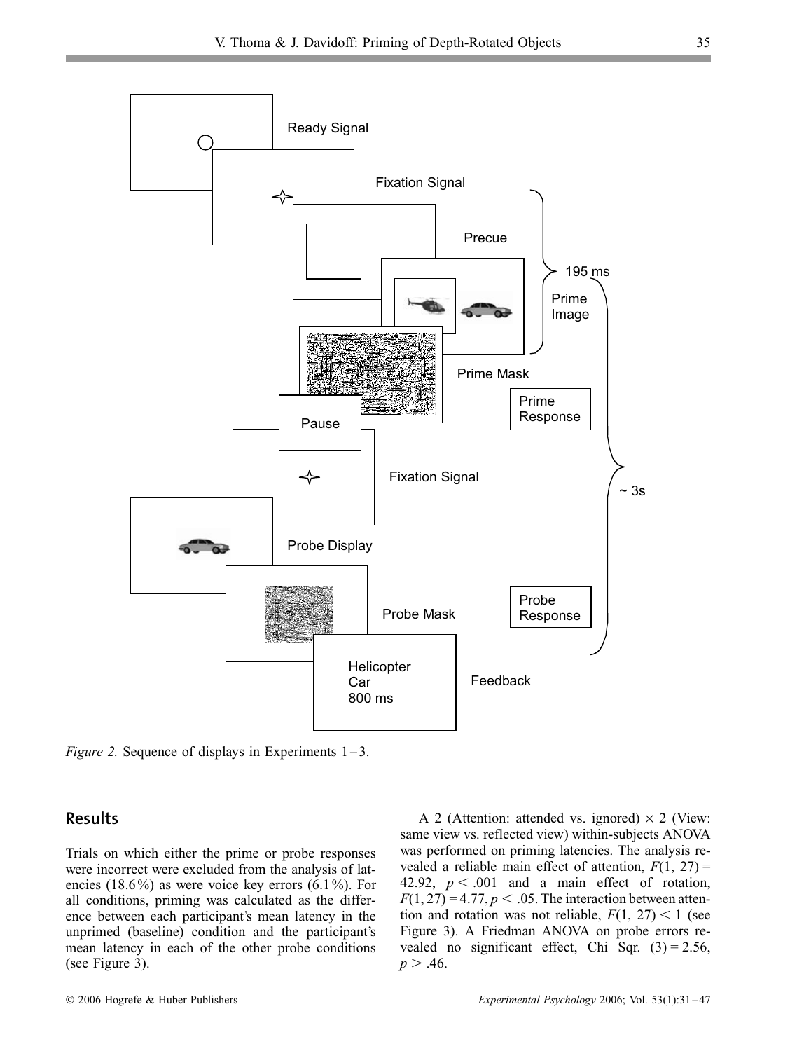*Figure 2.* Sequence of displays in Experiments 1–3.

## Results

Trials on which either the prime or probe responses were incorrect were excluded from the analysis of latencies (18.6%) as were voice key errors (6.1%). For all conditions, priming was calculated as the difference between each participant's mean latency in the unprimed (baseline) condition and the participant's mean latency in each of the other probe conditions (see Figure 3).

A 2 (Attention: attended vs. ignored) × 2 (View: same view vs. reflected view) within-subjects ANOVA was performed on priming latencies. The analysis revealed a reliable main effect of attention, $F(1, 27) = 42.92$, $p < .001$ and a main effect of rotation, $F(1, 27) = 4.77$, $p < .05$. The interaction between attention and rotation was not reliable, $F(1, 27) < 1$ (see Figure 3). A Friedman ANOVA on probe errors revealed no significant effect, Chi Sqr. $(3) = 2.56$, $p > .46$.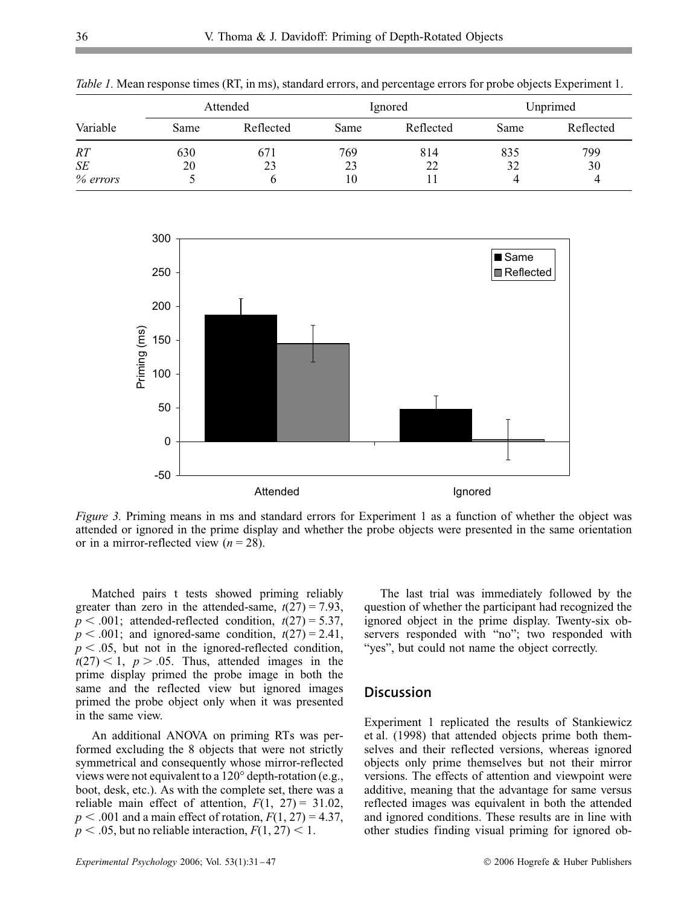*Table 1.* Mean response times (RT, in ms), standard errors, and percentage errors for probe objects Experiment 1.

| Variable | Attended | | Ignored | | Unprimed | |
|---|---|---|---|---|---|---|
| | Same | Reflected | Same | Reflected | Same | Reflected |
| *RT* | 630 | 671 | 769 | 814 | 835 | 799 |
| *SE* | 20 | 23 | 23 | 22 | 32 | 30 |
| *% errors* | 5 | 6 | 10 | 11 | 4 | 4 |

*Figure 3.* Priming means in ms and standard errors for Experiment 1 as a function of whether the object was attended or ignored in the prime display and whether the probe objects were presented in the same orientation or in a mirror-reflected view ($n = 28$).

Matched pairs t tests showed priming reliably greater than zero in the attended-same, $t(27) = 7.93$, $p < .001$; attended-reflected condition, $t(27) = 5.37$, $p < .001$; and ignored-same condition, $t(27) = 2.41$, $p < .05$, but not in the ignored-reflected condition, $t(27) < 1$, $p > .05$. Thus, attended images in the prime display primed the probe image in both the same and the reflected view but ignored images primed the probe object only when it was presented in the same view.

An additional ANOVA on priming RTs was performed excluding the 8 objects that were not strictly symmetrical and consequently whose mirror-reflected views were not equivalent to a 120° depth-rotation (e.g., boot, desk, etc.). As with the complete set, there was a reliable main effect of attention, $F(1, 27) = 31.02$, $p < .001$ and a main effect of rotation, $F(1, 27) = 4.37$, $p < .05$, but no reliable interaction, $F(1, 27) < 1$.

The last trial was immediately followed by the question of whether the participant had recognized the ignored object in the prime display. Twenty-six observers responded with "no"; two responded with "yes", but could not name the object correctly.

## Discussion

Experiment 1 replicated the results of Stankiewicz et al. (1998) that attended objects prime both themselves and their reflected versions, whereas ignored objects only prime themselves but not their mirror versions. The effects of attention and viewpoint were additive, meaning that the advantage for same versus reflected images was equivalent in both the attended and ignored conditions. These results are in line with other studies finding visual priming for ignored ob-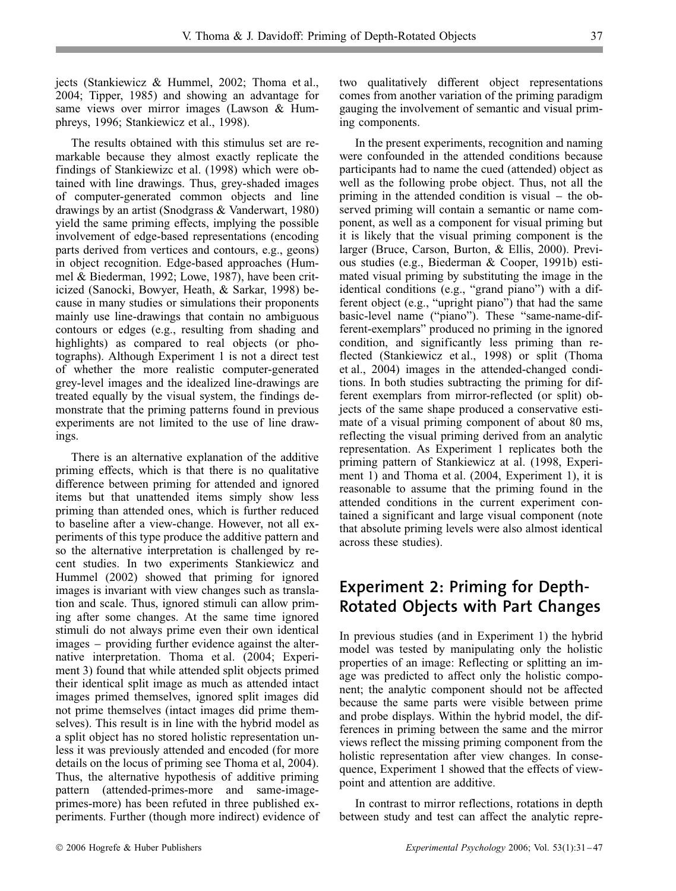jects (Stankiewicz & Hummel, 2002; Thoma et al., 2004; Tipper, 1985) and showing an advantage for same views over mirror images (Lawson & Humphreys, 1996; Stankiewicz et al., 1998).

The results obtained with this stimulus set are remarkable because they almost exactly replicate the findings of Stankiewizc et al. (1998) which were obtained with line drawings. Thus, grey-shaded images of computer-generated common objects and line drawings by an artist (Snodgrass & Vanderwart, 1980) yield the same priming effects, implying the possible involvement of edge-based representations (encoding parts derived from vertices and contours, e.g., geons) in object recognition. Edge-based approaches (Hummel & Biederman, 1992; Lowe, 1987), have been criticized (Sanocki, Bowyer, Heath, & Sarkar, 1998) because in many studies or simulations their proponents mainly use line-drawings that contain no ambiguous contours or edges (e.g., resulting from shading and highlights) as compared to real objects (or photographs). Although Experiment 1 is not a direct test of whether the more realistic computer-generated grey-level images and the idealized line-drawings are treated equally by the visual system, the findings demonstrate that the priming patterns found in previous experiments are not limited to the use of line drawings.

There is an alternative explanation of the additive priming effects, which is that there is no qualitative difference between priming for attended and ignored items but that unattended items simply show less priming than attended ones, which is further reduced to baseline after a view-change. However, not all experiments of this type produce the additive pattern and so the alternative interpretation is challenged by recent studies. In two experiments Stankiewicz and Hummel (2002) showed that priming for ignored images is invariant with view changes such as translation and scale. Thus, ignored stimuli can allow priming after some changes. At the same time ignored stimuli do not always prime even their own identical images – providing further evidence against the alternative interpretation. Thoma et al. (2004; Experiment 3) found that while attended split objects primed their identical split image as much as attended intact images primed themselves, ignored split images did not prime themselves (intact images did prime themselves). This result is in line with the hybrid model as a split object has no stored holistic representation unless it was previously attended and encoded (for more details on the locus of priming see Thoma et al, 2004). Thus, the alternative hypothesis of additive priming pattern (attended-primes-more and same-image-primes-more) has been refuted in three published experiments. Further (though more indirect) evidence of two qualitatively different object representations comes from another variation of the priming paradigm gauging the involvement of semantic and visual priming components.

In the present experiments, recognition and naming were confounded in the attended conditions because participants had to name the cued (attended) object as well as the following probe object. Thus, not all the priming in the attended condition is visual – the observed priming will contain a semantic or name component, as well as a component for visual priming but it is likely that the visual priming component is the larger (Bruce, Carson, Burton, & Ellis, 2000). Previous studies (e.g., Biederman & Cooper, 1991b) estimated visual priming by substituting the image in the identical conditions (e.g., "grand piano") with a different object (e.g., "upright piano") that had the same basic-level name ("piano"). These "same-name-different-exemplars" produced no priming in the ignored condition, and significantly less priming than reflected (Stankiewicz et al., 1998) or split (Thoma et al., 2004) images in the attended-changed conditions. In both studies subtracting the priming for different exemplars from mirror-reflected (or split) objects of the same shape produced a conservative estimate of a visual priming component of about 80 ms, reflecting the visual priming derived from an analytic representation. As Experiment 1 replicates both the priming pattern of Stankiewicz at al. (1998, Experiment 1) and Thoma et al. (2004, Experiment 1), it is reasonable to assume that the priming found in the attended conditions in the current experiment contained a significant and large visual component (note that absolute priming levels were also almost identical across these studies).

## Experiment 2: Priming for Depth-Rotated Objects with Part Changes

In previous studies (and in Experiment 1) the hybrid model was tested by manipulating only the holistic properties of an image: Reflecting or splitting an image was predicted to affect only the holistic component; the analytic component should not be affected because the same parts were visible between prime and probe displays. Within the hybrid model, the differences in priming between the same and the mirror views reflect the missing priming component from the holistic representation after view changes. In consequence, Experiment 1 showed that the effects of viewpoint and attention are additive.

In contrast to mirror reflections, rotations in depth between study and test can affect the analytic repre-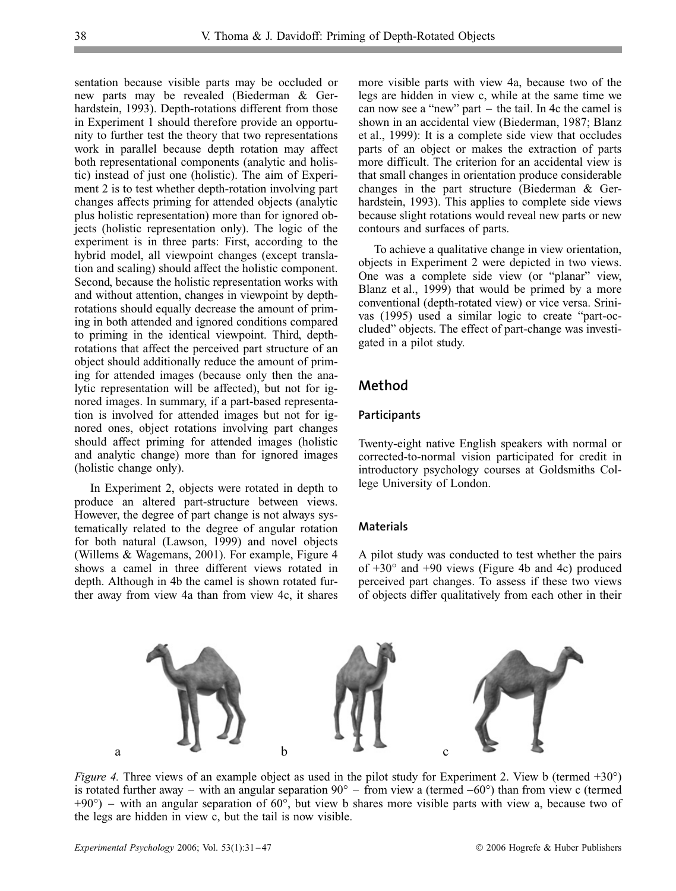sentation because visible parts may be occluded or new parts may be revealed (Biederman & Gerhardstein, 1993). Depth-rotations different from those in Experiment 1 should therefore provide an opportunity to further test the theory that two representations work in parallel because depth rotation may affect both representational components (analytic and holistic) instead of just one (holistic). The aim of Experiment 2 is to test whether depth-rotation involving part changes affects priming for attended objects (analytic plus holistic representation) more than for ignored objects (holistic representation only). The logic of the experiment is in three parts: First, according to the hybrid model, all viewpoint changes (except translation and scaling) should affect the holistic component. Second, because the holistic representation works with and without attention, changes in viewpoint by depth-rotations should equally decrease the amount of priming in both attended and ignored conditions compared to priming in the identical viewpoint. Third, depth-rotations that affect the perceived part structure of an object should additionally reduce the amount of priming for attended images (because only then the analytic representation will be affected), but not for ignored images. In summary, if a part-based representation is involved for attended images but not for ignored ones, object rotations involving part changes should affect priming for attended images (holistic and analytic change) more than for ignored images (holistic change only).

In Experiment 2, objects were rotated in depth to produce an altered part-structure between views. However, the degree of part change is not always systematically related to the degree of angular rotation for both natural (Lawson, 1999) and novel objects (Willems & Wagemans, 2001). For example, Figure 4 shows a camel in three different views rotated in depth. Although in 4b the camel is shown rotated further away from view 4a than from view 4c, it shares more visible parts with view 4a, because two of the legs are hidden in view c, while at the same time we can now see a "new" part – the tail. In 4c the camel is shown in an accidental view (Biederman, 1987; Blanz et al., 1999): It is a complete side view that occludes parts of an object or makes the extraction of parts more difficult. The criterion for an accidental view is that small changes in orientation produce considerable changes in the part structure (Biederman & Gerhardstein, 1993). This applies to complete side views because slight rotations would reveal new parts or new contours and surfaces of parts.

To achieve a qualitative change in view orientation, objects in Experiment 2 were depicted in two views. One was a complete side view (or "planar" view, Blanz et al., 1999) that would be primed by a more conventional (depth-rotated view) or vice versa. Srinivas (1995) used a similar logic to create "part-occluded" objects. The effect of part-change was investigated in a pilot study.

## Method

### Participants

Twenty-eight native English speakers with normal or corrected-to-normal vision participated for credit in introductory psychology courses at Goldsmiths College University of London.

### Materials

A pilot study was conducted to test whether the pairs of +30° and +90 views (Figure 4b and 4c) produced perceived part changes. To assess if these two views of objects differ qualitatively from each other in their

*Figure 4.* Three views of an example object as used in the pilot study for Experiment 2. View b (termed +30°) is rotated further away – with an angular separation 90° – from view a (termed −60°) than from view c (termed +90°) – with an angular separation of 60°, but view b shares more visible parts with view a, because two of the legs are hidden in view c, but the tail is now visible.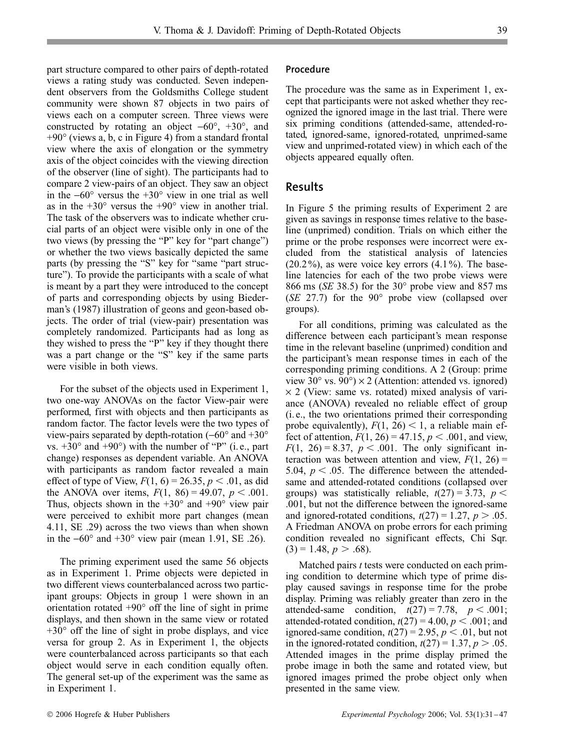part structure compared to other pairs of depth-rotated views a rating study was conducted. Seven independent observers from the Goldsmiths College student community were shown 87 objects in two pairs of views each on a computer screen. Three views were constructed by rotating an object −60°, +30°, and +90° (views a, b, c in Figure 4) from a standard frontal view where the axis of elongation or the symmetry axis of the object coincides with the viewing direction of the observer (line of sight). The participants had to compare 2 view-pairs of an object. They saw an object in the −60° versus the +30° view in one trial as well as in the +30° versus the +90° view in another trial. The task of the observers was to indicate whether crucial parts of an object were visible only in one of the two views (by pressing the "P" key for "part change") or whether the two views basically depicted the same parts (by pressing the "S" key for "same "part structure"). To provide the participants with a scale of what is meant by a part they were introduced to the concept of parts and corresponding objects by using Biederman's (1987) illustration of geons and geon-based objects. The order of trial (view-pair) presentation was completely randomized. Participants had as long as they wished to press the "P" key if they thought there was a part change or the "S" key if the same parts were visible in both views.

For the subset of the objects used in Experiment 1, two one-way ANOVAs on the factor View-pair were performed, first with objects and then participants as random factor. The factor levels were the two types of view-pairs separated by depth-rotation (−60° and +30° vs. +30° and +90°) with the number of "P" (i. e., part change) responses as dependent variable. An ANOVA with participants as random factor revealed a main effect of type of View, $F(1, 6) = 26.35$, $p < .01$, as did the ANOVA over items, $F(1, 86) = 49.07$, $p < .001$. Thus, objects shown in the +30° and +90° view pair were perceived to exhibit more part changes (mean 4.11, SE .29) across the two views than when shown in the −60° and +30° view pair (mean 1.91, SE .26).

The priming experiment used the same 56 objects as in Experiment 1. Prime objects were depicted in two different views counterbalanced across two participant groups: Objects in group 1 were shown in an orientation rotated +90° off the line of sight in prime displays, and then shown in the same view or rotated +30° off the line of sight in probe displays, and vice versa for group 2. As in Experiment 1, the objects were counterbalanced across participants so that each object would serve in each condition equally often. The general set-up of the experiment was the same as in Experiment 1.

### Procedure

The procedure was the same as in Experiment 1, except that participants were not asked whether they recognized the ignored image in the last trial. There were six priming conditions (attended-same, attended-rotated, ignored-same, ignored-rotated, unprimed-same view and unprimed-rotated view) in which each of the objects appeared equally often.

## Results

In Figure 5 the priming results of Experiment 2 are given as savings in response times relative to the baseline (unprimed) condition. Trials on which either the prime or the probe responses were incorrect were excluded from the statistical analysis of latencies (20.2 %), as were voice key errors (4.1 %). The baseline latencies for each of the two probe views were 866 ms (*SE* 38.5) for the 30° probe view and 857 ms (*SE* 27.7) for the 90° probe view (collapsed over groups).

For all conditions, priming was calculated as the difference between each participant's mean response time in the relevant baseline (unprimed) condition and the participant's mean response times in each of the corresponding priming conditions. A 2 (Group: prime view 30° vs. 90°) × 2 (Attention: attended vs. ignored) × 2 (View: same vs. rotated) mixed analysis of variance (ANOVA) revealed no reliable effect of group (i. e., the two orientations primed their corresponding probe equivalently), $F(1, 26) < 1$, a reliable main effect of attention, $F(1, 26) = 47.15$, $p < .001$, and view, $F(1, 26) = 8.37$, $p < .001$. The only significant interaction was between attention and view, $F(1, 26) = 5.04$, $p < .05$. The difference between the attended-same and attended-rotated conditions (collapsed over groups) was statistically reliable, $t(27) = 3.73$, $p < .001$, but not the difference between the ignored-same and ignored-rotated conditions, $t(27) = 1.27$, $p > .05$. A Friedman ANOVA on probe errors for each priming condition revealed no significant effects, Chi Sqr. $(3) = 1.48$, $p > .68$).

Matched pairs *t* tests were conducted on each priming condition to determine which type of prime display caused savings in response time for the probe display. Priming was reliably greater than zero in the attended-same condition, $t(27) = 7.78$, $p < .001$; attended-rotated condition, $t(27) = 4.00$, $p < .001$; and ignored-same condition, $t(27) = 2.95$, $p < .01$, but not in the ignored-rotated condition, $t(27) = 1.37$, $p > .05$. Attended images in the prime display primed the probe image in both the same and rotated view, but ignored images primed the probe object only when presented in the same view.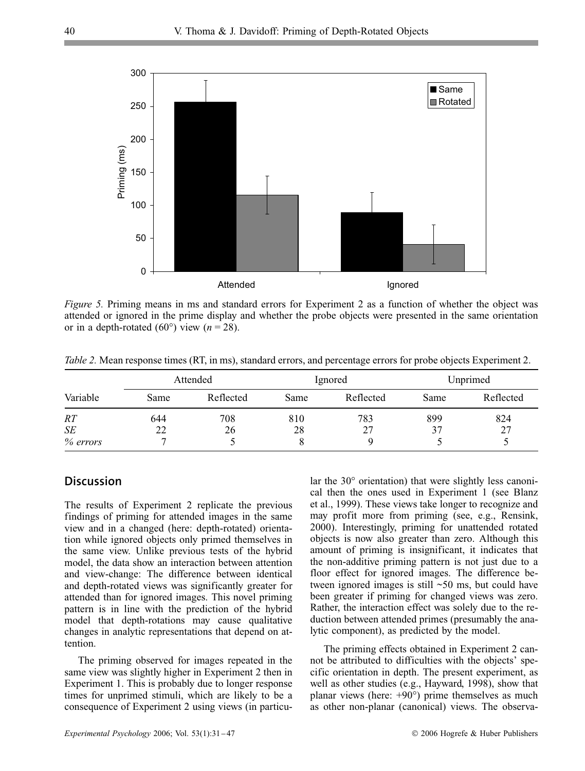*Figure 5.* Priming means in ms and standard errors for Experiment 2 as a function of whether the object was attended or ignored in the prime display and whether the probe objects were presented in the same orientation or in a depth-rotated (60°) view ($n = 28$).

*Table 2.* Mean response times (RT, in ms), standard errors, and percentage errors for probe objects Experiment 2.

| Variable | Attended | | Ignored | | Unprimed | |
|---|---|---|---|---|---|---|
| | Same | Reflected | Same | Reflected | Same | Reflected |
| *RT* | 644 | 708 | 810 | 783 | 899 | 824 |
| *SE* | 22 | 26 | 28 | 27 | 37 | 27 |
| *% errors* | 7 | 5 | 8 | 9 | 5 | 5 |

## Discussion

The results of Experiment 2 replicate the previous findings of priming for attended images in the same view and in a changed (here: depth-rotated) orientation while ignored objects only primed themselves in the same view. Unlike previous tests of the hybrid model, the data show an interaction between attention and view-change: The difference between identical and depth-rotated views was significantly greater for attended than for ignored images. This novel priming pattern is in line with the prediction of the hybrid model that depth-rotations may cause qualitative changes in analytic representations that depend on attention.

The priming observed for images repeated in the same view was slightly higher in Experiment 2 then in Experiment 1. This is probably due to longer response times for unprimed stimuli, which are likely to be a consequence of Experiment 2 using views (in particular the 30° orientation) that were slightly less canonical then the ones used in Experiment 1 (see Blanz et al., 1999). These views take longer to recognize and may profit more from priming (see, e.g., Rensink, 2000). Interestingly, priming for unattended rotated objects is now also greater than zero. Although this amount of priming is insignificant, it indicates that the non-additive priming pattern is not just due to a floor effect for ignored images. The difference between ignored images is still ~50 ms, but could have been greater if priming for changed views was zero. Rather, the interaction effect was solely due to the reduction between attended primes (presumably the analytic component), as predicted by the model.

The priming effects obtained in Experiment 2 cannot be attributed to difficulties with the objects' specific orientation in depth. The present experiment, as well as other studies (e.g., Hayward, 1998), show that planar views (here: +90°) prime themselves as much as other non-planar (canonical) views. The observa-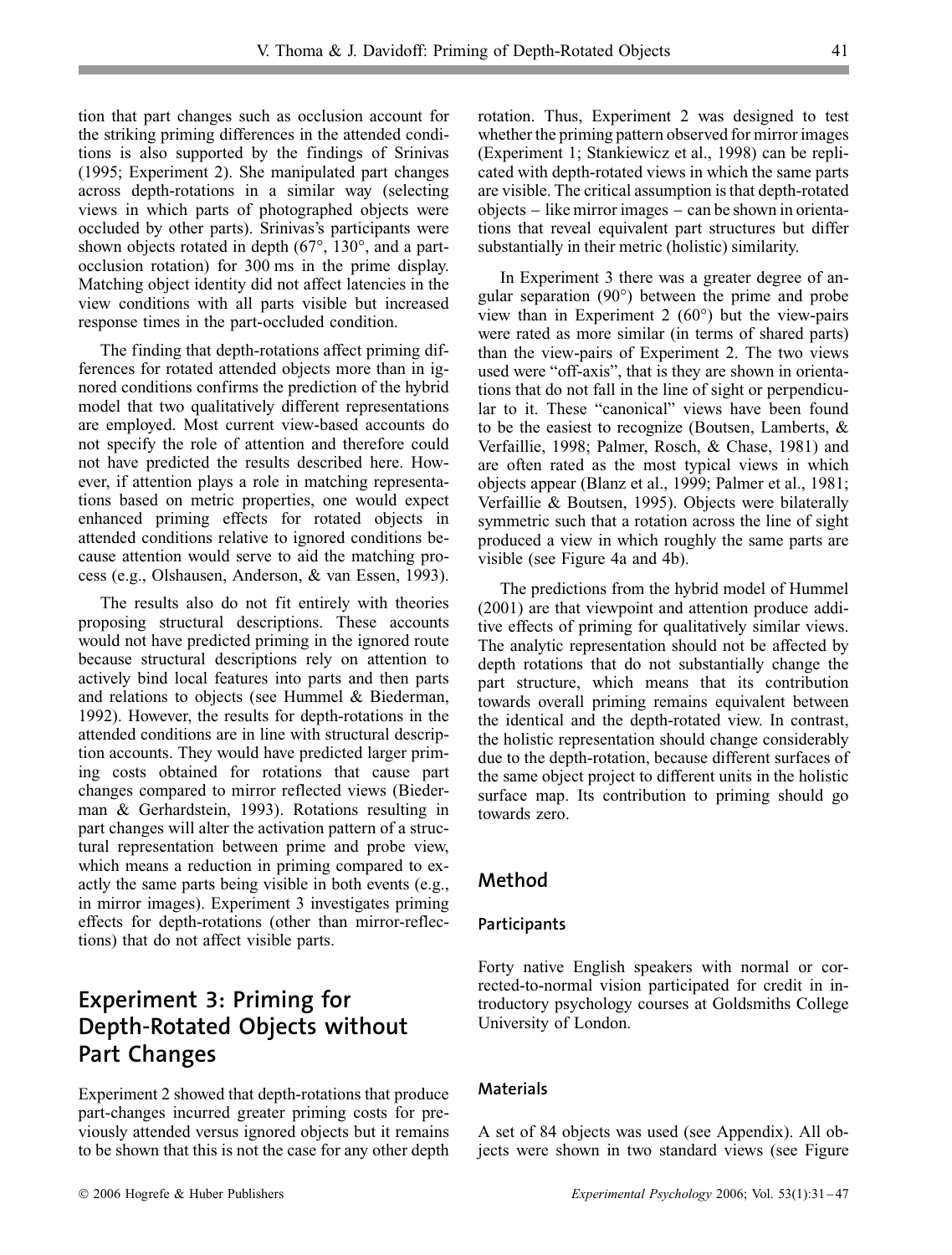tion that part changes such as occlusion account for the striking priming differences in the attended conditions is also supported by the findings of Srinivas (1995; Experiment 2). She manipulated part changes across depth-rotations in a similar way (selecting views in which parts of photographed objects were occluded by other parts). Srinivas's participants were shown objects rotated in depth (67°, 130°, and a part-occlusion rotation) for 300 ms in the prime display. Matching object identity did not affect latencies in the view conditions with all parts visible but increased response times in the part-occluded condition.

The finding that depth-rotations affect priming differences for rotated attended objects more than in ignored conditions confirms the prediction of the hybrid model that two qualitatively different representations are employed. Most current view-based accounts do not specify the role of attention and therefore could not have predicted the results described here. However, if attention plays a role in matching representations based on metric properties, one would expect enhanced priming effects for rotated objects in attended conditions relative to ignored conditions because attention would serve to aid the matching process (e.g., Olshausen, Anderson, & van Essen, 1993).

The results also do not fit entirely with theories proposing structural descriptions. These accounts would not have predicted priming in the ignored route because structural descriptions rely on attention to actively bind local features into parts and then parts and relations to objects (see Hummel & Biederman, 1992). However, the results for depth-rotations in the attended conditions are in line with structural description accounts. They would have predicted larger priming costs obtained for rotations that cause part changes compared to mirror reflected views (Biederman & Gerhardstein, 1993). Rotations resulting in part changes will alter the activation pattern of a structural representation between prime and probe view, which means a reduction in priming compared to exactly the same parts being visible in both events (e.g., in mirror images). Experiment 3 investigates priming effects for depth-rotations (other than mirror-reflections) that do not affect visible parts.

## Experiment 3: Priming for Depth-Rotated Objects without Part Changes

Experiment 2 showed that depth-rotations that produce part-changes incurred greater priming costs for previously attended versus ignored objects but it remains to be shown that this is not the case for any other depth rotation. Thus, Experiment 2 was designed to test whether the priming pattern observed for mirror images (Experiment 1; Stankiewicz et al., 1998) can be replicated with depth-rotated views in which the same parts are visible. The critical assumption is that depth-rotated objects – like mirror images – can be shown in orientations that reveal equivalent part structures but differ substantially in their metric (holistic) similarity.

In Experiment 3 there was a greater degree of angular separation (90°) between the prime and probe view than in Experiment 2 (60°) but the view-pairs were rated as more similar (in terms of shared parts) than the view-pairs of Experiment 2. The two views used were "off-axis", that is they are shown in orientations that do not fall in the line of sight or perpendicular to it. These "canonical" views have been found to be the easiest to recognize (Boutsen, Lamberts, & Verfaillie, 1998; Palmer, Rosch, & Chase, 1981) and are often rated as the most typical views in which objects appear (Blanz et al., 1999; Palmer et al., 1981; Verfaillie & Boutsen, 1995). Objects were bilaterally symmetric such that a rotation across the line of sight produced a view in which roughly the same parts are visible (see Figure 4a and 4b).

The predictions from the hybrid model of Hummel (2001) are that viewpoint and attention produce additive effects of priming for qualitatively similar views. The analytic representation should not be affected by depth rotations that do not substantially change the part structure, which means that its contribution towards overall priming remains equivalent between the identical and the depth-rotated view. In contrast, the holistic representation should change considerably due to the depth-rotation, because different surfaces of the same object project to different units in the holistic surface map. Its contribution to priming should go towards zero.

## Method

### Participants

Forty native English speakers with normal or corrected-to-normal vision participated for credit in introductory psychology courses at Goldsmiths College University of London.

### Materials

A set of 84 objects was used (see Appendix). All objects were shown in two standard views (see Figure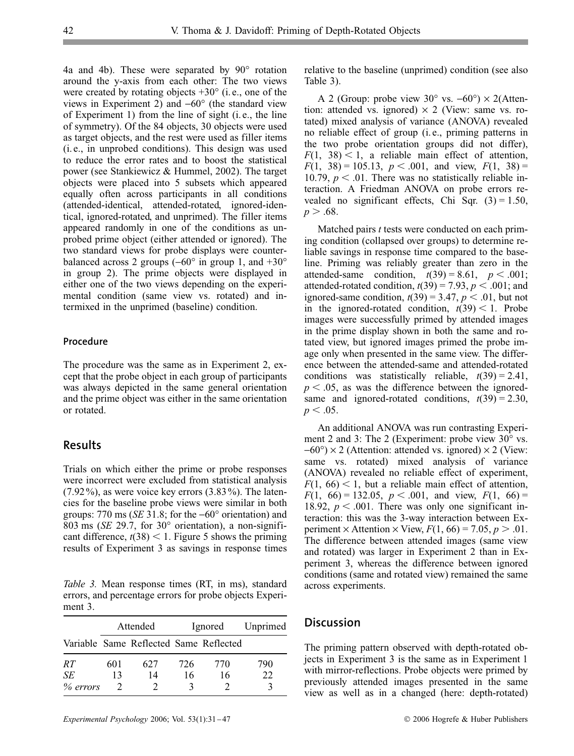4a and 4b). These were separated by 90° rotation around the y-axis from each other: The two views were created by rotating objects +30° (i. e., one of the views in Experiment 2) and −60° (the standard view of Experiment 1) from the line of sight (i. e., the line of symmetry). Of the 84 objects, 30 objects were used as target objects, and the rest were used as filler items (i. e., in unprobed conditions). This design was used to reduce the error rates and to boost the statistical power (see Stankiewicz & Hummel, 2002). The target objects were placed into 5 subsets which appeared equally often across participants in all conditions (attended-identical, attended-rotated, ignored-identical, ignored-rotated, and unprimed). The filler items appeared randomly in one of the conditions as unprobed prime object (either attended or ignored). The two standard views for probe displays were counterbalanced across 2 groups (−60° in group 1, and +30° in group 2). The prime objects were displayed in either one of the two views depending on the experimental condition (same view vs. rotated) and intermixed in the unprimed (baseline) condition.

### Procedure

The procedure was the same as in Experiment 2, except that the probe object in each group of participants was always depicted in the same general orientation and the prime object was either in the same orientation or rotated.

## Results

Trials on which either the prime or probe responses were incorrect were excluded from statistical analysis (7.92%), as were voice key errors (3.83%). The latencies for the baseline probe views were similar in both groups: 770 ms (*SE* 31.8; for the −60° orientation) and 803 ms (*SE* 29.7, for 30° orientation), a non-significant difference, $t(38) < 1$. Figure 5 shows the priming results of Experiment 3 as savings in response times relative to the baseline (unprimed) condition (see also Table 3).

*Table 3.* Mean response times (RT, in ms), standard errors, and percentage errors for probe objects Experiment 3.

| | Attended | | Ignored | | Unprimed |
|---|---|---|---|---|---|
| Variable | Same | Reflected | Same | Reflected | |
| *RT* | 601 | 627 | 726 | 770 | 790 |
| *SE* | 13 | 14 | 16 | 16 | 22 |
| *% errors* | 2 | 2 | 3 | 2 | 3 |

A 2 (Group: probe view 30° vs. −60°) × 2(Attention: attended vs. ignored) × 2 (View: same vs. rotated) mixed analysis of variance (ANOVA) revealed no reliable effect of group (i. e., priming patterns in the two probe orientation groups did not differ), $F(1, 38) < 1$, a reliable main effect of attention, $F(1, 38) = 105.13$, $p < .001$, and view, $F(1, 38) = 10.79$, $p < .01$. There was no statistically reliable interaction. A Friedman ANOVA on probe errors revealed no significant effects, Chi Sqr. $(3) = 1.50$, $p > .68$.

Matched pairs *t* tests were conducted on each priming condition (collapsed over groups) to determine reliable savings in response time compared to the baseline. Priming was reliably greater than zero in the attended-same condition, $t(39) = 8.61$, $p < .001$; attended-rotated condition, $t(39) = 7.93$, $p < .001$; and ignored-same condition, $t(39) = 3.47$, $p < .01$, but not in the ignored-rotated condition, $t(39) < 1$. Probe images were successfully primed by attended images in the prime display shown in both the same and rotated view, but ignored images primed the probe image only when presented in the same view. The difference between the attended-same and attended-rotated conditions was statistically reliable, $t(39) = 2.41$, $p < .05$, as was the difference between the ignored-same and ignored-rotated conditions, $t(39) = 2.30$, $p < .05$.

An additional ANOVA was run contrasting Experiment 2 and 3: The 2 (Experiment: probe view 30° vs. −60°) × 2 (Attention: attended vs. ignored) × 2 (View: same vs. rotated) mixed analysis of variance (ANOVA) revealed no reliable effect of experiment, $F(1, 66) < 1$, but a reliable main effect of attention, $F(1, 66) = 132.05$, $p < .001$, and view, $F(1, 66) = 18.92$, $p < .001$. There was only one significant interaction: this was the 3-way interaction between Experiment × Attention × View, $F(1, 66) = 7.05$, $p > .01$. The difference between attended images (same view and rotated) was larger in Experiment 2 than in Experiment 3, whereas the difference between ignored conditions (same and rotated view) remained the same across experiments.

## Discussion

The priming pattern observed with depth-rotated objects in Experiment 3 is the same as in Experiment 1 with mirror-reflections. Probe objects were primed by previously attended images presented in the same view as well as in a changed (here: depth-rotated)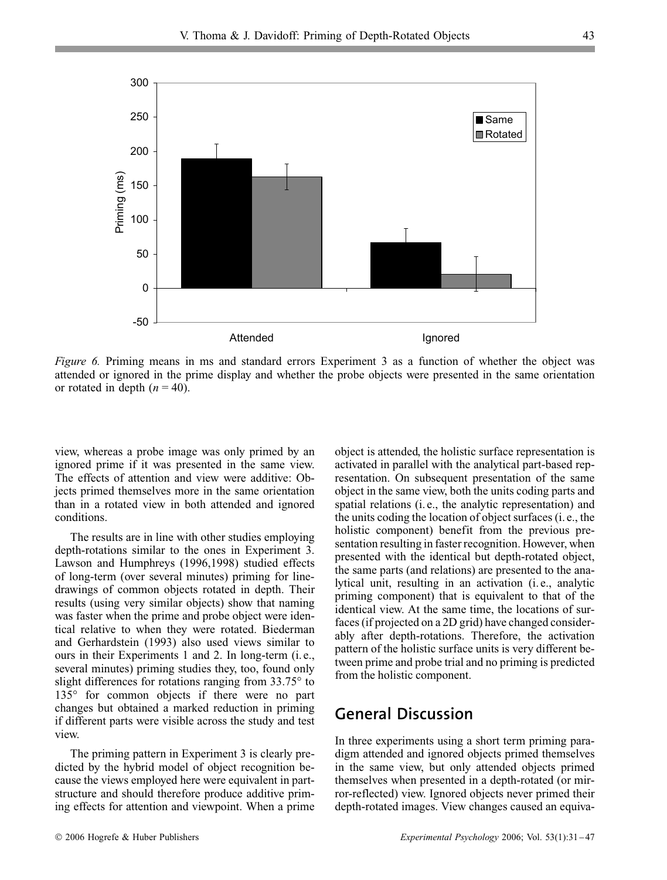*Figure 6.* Priming means in ms and standard errors Experiment 3 as a function of whether the object was attended or ignored in the prime display and whether the probe objects were presented in the same orientation or rotated in depth ($n = 40$).

view, whereas a probe image was only primed by an ignored prime if it was presented in the same view. The effects of attention and view were additive: Objects primed themselves more in the same orientation than in a rotated view in both attended and ignored conditions.

The results are in line with other studies employing depth-rotations similar to the ones in Experiment 3. Lawson and Humphreys (1996,1998) studied effects of long-term (over several minutes) priming for line-drawings of common objects rotated in depth. Their results (using very similar objects) show that naming was faster when the prime and probe object were identical relative to when they were rotated. Biederman and Gerhardstein (1993) also used views similar to ours in their Experiments 1 and 2. In long-term (i. e., several minutes) priming studies they, too, found only slight differences for rotations ranging from 33.75° to 135° for common objects if there were no part changes but obtained a marked reduction in priming if different parts were visible across the study and test view.

The priming pattern in Experiment 3 is clearly predicted by the hybrid model of object recognition because the views employed here were equivalent in part-structure and should therefore produce additive priming effects for attention and viewpoint. When a prime object is attended, the holistic surface representation is activated in parallel with the analytical part-based representation. On subsequent presentation of the same object in the same view, both the units coding parts and spatial relations (i. e., the analytic representation) and the units coding the location of object surfaces (i. e., the holistic component) benefit from the previous presentation resulting in faster recognition. However, when presented with the identical but depth-rotated object, the same parts (and relations) are presented to the analytical unit, resulting in an activation (i. e., analytic priming component) that is equivalent to that of the identical view. At the same time, the locations of surfaces (if projected on a 2D grid) have changed considerably after depth-rotations. Therefore, the activation pattern of the holistic surface units is very different between prime and probe trial and no priming is predicted from the holistic component.

## General Discussion

In three experiments using a short term priming paradigm attended and ignored objects primed themselves in the same view, but only attended objects primed themselves when presented in a depth-rotated (or mirror-reflected) view. Ignored objects never primed their depth-rotated images. View changes caused an equiva-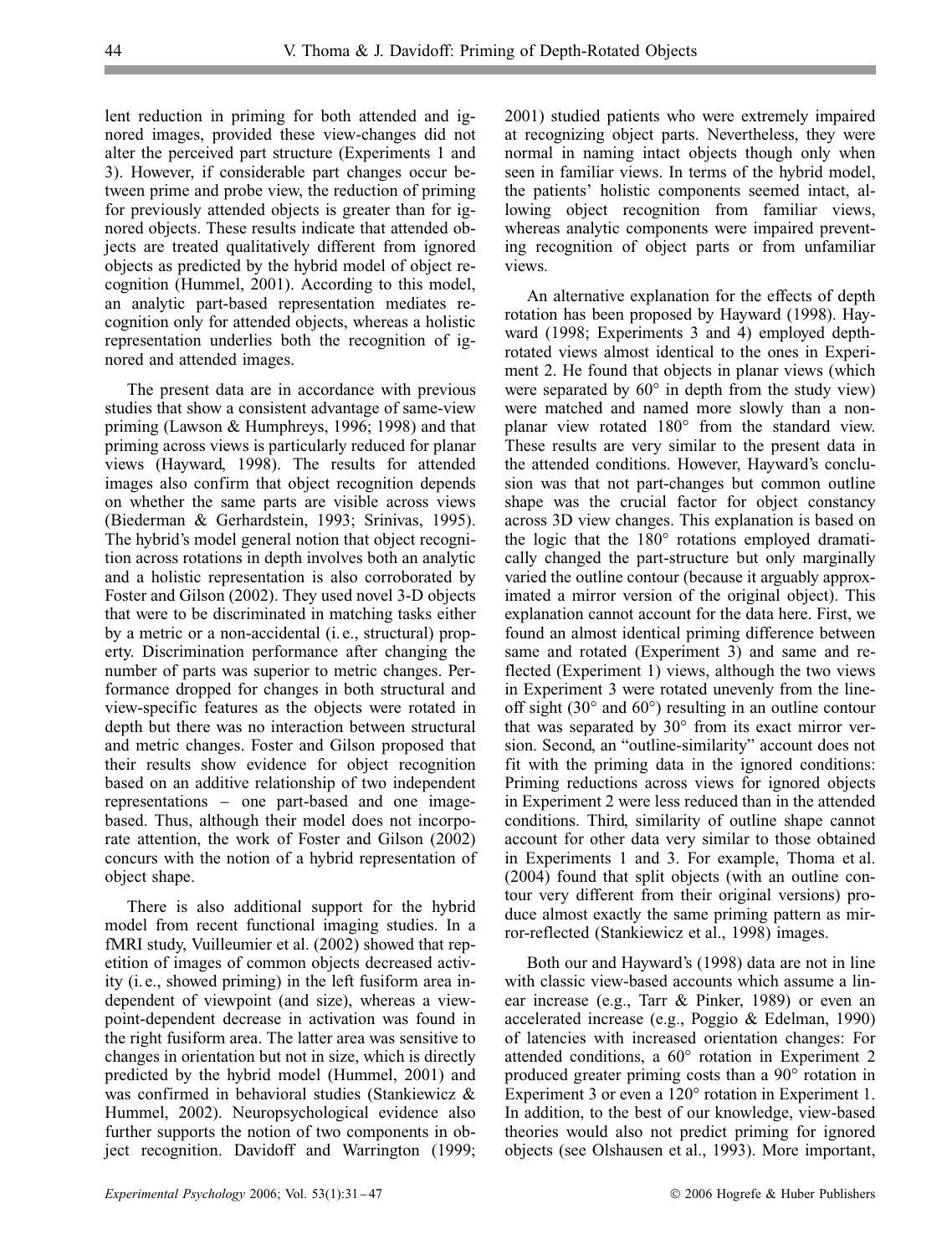lent reduction in priming for both attended and ignored images, provided these view-changes did not alter the perceived part structure (Experiments 1 and 3). However, if considerable part changes occur between prime and probe view, the reduction of priming for previously attended objects is greater than for ignored objects. These results indicate that attended objects are treated qualitatively different from ignored objects as predicted by the hybrid model of object recognition (Hummel, 2001). According to this model, an analytic part-based representation mediates recognition only for attended objects, whereas a holistic representation underlies both the recognition of ignored and attended images.

The present data are in accordance with previous studies that show a consistent advantage of same-view priming (Lawson & Humphreys, 1996; 1998) and that priming across views is particularly reduced for planar views (Hayward, 1998). The results for attended images also confirm that object recognition depends on whether the same parts are visible across views (Biederman & Gerhardstein, 1993; Srinivas, 1995). The hybrid's model general notion that object recognition across rotations in depth involves both an analytic and a holistic representation is also corroborated by Foster and Gilson (2002). They used novel 3-D objects that were to be discriminated in matching tasks either by a metric or a non-accidental (i. e., structural) property. Discrimination performance after changing the number of parts was superior to metric changes. Performance dropped for changes in both structural and view-specific features as the objects were rotated in depth but there was no interaction between structural and metric changes. Foster and Gilson proposed that their results show evidence for object recognition based on an additive relationship of two independent representations – one part-based and one image-based. Thus, although their model does not incorporate attention, the work of Foster and Gilson (2002) concurs with the notion of a hybrid representation of object shape.

There is also additional support for the hybrid model from recent functional imaging studies. In a fMRI study, Vuilleumier et al. (2002) showed that repetition of images of common objects decreased activity (i. e., showed priming) in the left fusiform area independent of viewpoint (and size), whereas a viewpoint-dependent decrease in activation was found in the right fusiform area. The latter area was sensitive to changes in orientation but not in size, which is directly predicted by the hybrid model (Hummel, 2001) and was confirmed in behavioral studies (Stankiewicz & Hummel, 2002). Neuropsychological evidence also further supports the notion of two components in object recognition. Davidoff and Warrington (1999; 2001) studied patients who were extremely impaired at recognizing object parts. Nevertheless, they were normal in naming intact objects though only when seen in familiar views. In terms of the hybrid model, the patients' holistic components seemed intact, allowing object recognition from familiar views, whereas analytic components were impaired preventing recognition of object parts or from unfamiliar views.

An alternative explanation for the effects of depth rotation has been proposed by Hayward (1998). Hayward (1998; Experiments 3 and 4) employed depth-rotated views almost identical to the ones in Experiment 2. He found that objects in planar views (which were separated by 60° in depth from the study view) were matched and named more slowly than a non-planar view rotated 180° from the standard view. These results are very similar to the present data in the attended conditions. However, Hayward's conclusion was that not part-changes but common outline shape was the crucial factor for object constancy across 3D view changes. This explanation is based on the logic that the 180° rotations employed dramatically changed the part-structure but only marginally varied the outline contour (because it arguably approximated a mirror version of the original object). This explanation cannot account for the data here. First, we found an almost identical priming difference between same and rotated (Experiment 3) and same and reflected (Experiment 1) views, although the two views in Experiment 3 were rotated unevenly from the line-off sight (30° and 60°) resulting in an outline contour that was separated by 30° from its exact mirror version. Second, an "outline-similarity" account does not fit with the priming data in the ignored conditions: Priming reductions across views for ignored objects in Experiment 2 were less reduced than in the attended conditions. Third, similarity of outline shape cannot account for other data very similar to those obtained in Experiments 1 and 3. For example, Thoma et al. (2004) found that split objects (with an outline contour very different from their original versions) produce almost exactly the same priming pattern as mirror-reflected (Stankiewicz et al., 1998) images.

Both our and Hayward's (1998) data are not in line with classic view-based accounts which assume a linear increase (e.g., Tarr & Pinker, 1989) or even an accelerated increase (e.g., Poggio & Edelman, 1990) of latencies with increased orientation changes: For attended conditions, a 60° rotation in Experiment 2 produced greater priming costs than a 90° rotation in Experiment 3 or even a 120° rotation in Experiment 1. In addition, to the best of our knowledge, view-based theories would also not predict priming for ignored objects (see Olshausen et al., 1993). More important,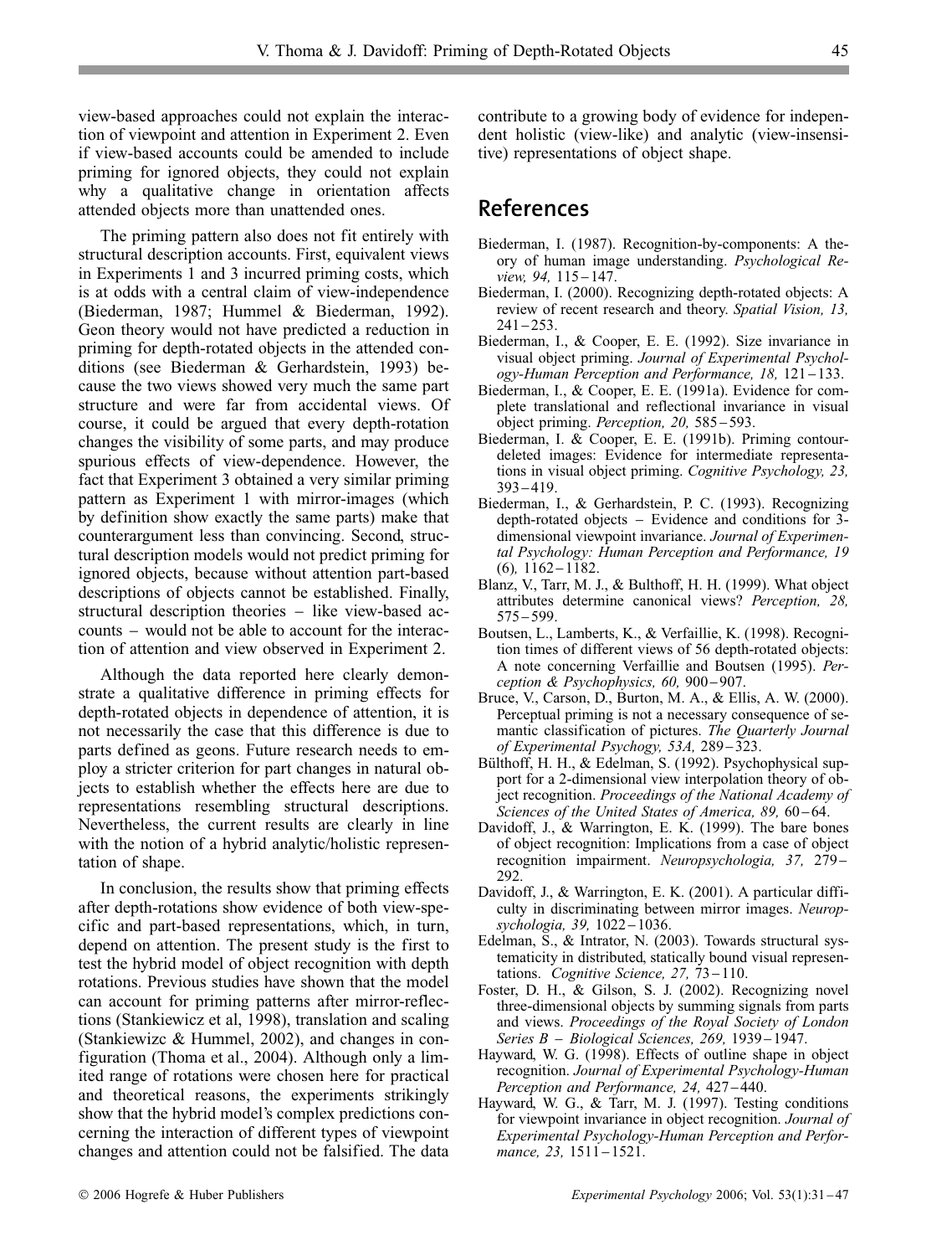view-based approaches could not explain the interaction of viewpoint and attention in Experiment 2. Even if view-based accounts could be amended to include priming for ignored objects, they could not explain why a qualitative change in orientation affects attended objects more than unattended ones.

The priming pattern also does not fit entirely with structural description accounts. First, equivalent views in Experiments 1 and 3 incurred priming costs, which is at odds with a central claim of view-independence (Biederman, 1987; Hummel & Biederman, 1992). Geon theory would not have predicted a reduction in priming for depth-rotated objects in the attended conditions (see Biederman & Gerhardstein, 1993) because the two views showed very much the same part structure and were far from accidental views. Of course, it could be argued that every depth-rotation changes the visibility of some parts, and may produce spurious effects of view-dependence. However, the fact that Experiment 3 obtained a very similar priming pattern as Experiment 1 with mirror-images (which by definition show exactly the same parts) make that counterargument less than convincing. Second, structural description models would not predict priming for ignored objects, because without attention part-based descriptions of objects cannot be established. Finally, structural description theories – like view-based accounts – would not be able to account for the interaction of attention and view observed in Experiment 2.

Although the data reported here clearly demonstrate a qualitative difference in priming effects for depth-rotated objects in dependence of attention, it is not necessarily the case that this difference is due to parts defined as geons. Future research needs to employ a stricter criterion for part changes in natural objects to establish whether the effects here are due to representations resembling structural descriptions. Nevertheless, the current results are clearly in line with the notion of a hybrid analytic/holistic representation of shape.

In conclusion, the results show that priming effects after depth-rotations show evidence of both view-specific and part-based representations, which, in turn, depend on attention. The present study is the first to test the hybrid model of object recognition with depth rotations. Previous studies have shown that the model can account for priming patterns after mirror-reflections (Stankiewicz et al, 1998), translation and scaling (Stankiewizc & Hummel, 2002), and changes in configuration (Thoma et al., 2004). Although only a limited range of rotations were chosen here for practical and theoretical reasons, the experiments strikingly show that the hybrid model's complex predictions concerning the interaction of different types of viewpoint changes and attention could not be falsified. The data contribute to a growing body of evidence for independent holistic (view-like) and analytic (view-insensitive) representations of object shape.

## References

Biederman, I. (1987). Recognition-by-components: A theory of human image understanding. *Psychological Review, 94,* 115–147.

Biederman, I. (2000). Recognizing depth-rotated objects: A review of recent research and theory. *Spatial Vision, 13,* 241–253.

Biederman, I., & Cooper, E. E. (1992). Size invariance in visual object priming. *Journal of Experimental Psychology-Human Perception and Performance, 18,* 121–133.

Biederman, I., & Cooper, E. E. (1991a). Evidence for complete translational and reflectional invariance in visual object priming. *Perception, 20,* 585–593.

Biederman, I. & Cooper, E. E. (1991b). Priming contour-deleted images: Evidence for intermediate representations in visual object priming. *Cognitive Psychology, 23,* 393–419.

Biederman, I., & Gerhardstein, P. C. (1993). Recognizing depth-rotated objects – Evidence and conditions for 3-dimensional viewpoint invariance. *Journal of Experimental Psychology: Human Perception and Performance, 19* (6), 1162–1182.

Blanz, V., Tarr, M. J., & Bulthoff, H. H. (1999). What object attributes determine canonical views? *Perception, 28,* 575–599.

Boutsen, L., Lamberts, K., & Verfaillie, K. (1998). Recognition times of different views of 56 depth-rotated objects: A note concerning Verfaillie and Boutsen (1995). *Perception & Psychophysics, 60,* 900–907.

Bruce, V., Carson, D., Burton, M. A., & Ellis, A. W. (2000). Perceptual priming is not a necessary consequence of semantic classification of pictures. *The Quarterly Journal of Experimental Psychogy, 53A,* 289–323.

Bülthoff, H. H., & Edelman, S. (1992). Psychophysical support for a 2-dimensional view interpolation theory of object recognition. *Proceedings of the National Academy of Sciences of the United States of America, 89,* 60–64.

Davidoff, J., & Warrington, E. K. (1999). The bare bones of object recognition: Implications from a case of object recognition impairment. *Neuropsychologia, 37,* 279–292.

Davidoff, J., & Warrington, E. K. (2001). A particular difficulty in discriminating between mirror images. *Neuropsychologia, 39,* 1022–1036.

Edelman, S., & Intrator, N. (2003). Towards structural systematicity in distributed, statically bound visual representations. *Cognitive Science, 27,* 73–110.

Foster, D. H., & Gilson, S. J. (2002). Recognizing novel three-dimensional objects by summing signals from parts and views. *Proceedings of the Royal Society of London Series B – Biological Sciences, 269,* 1939–1947.

Hayward, W. G. (1998). Effects of outline shape in object recognition. *Journal of Experimental Psychology-Human Perception and Performance, 24,* 427–440.

Hayward, W. G., & Tarr, M. J. (1997). Testing conditions for viewpoint invariance in object recognition. *Journal of Experimental Psychology-Human Perception and Performance, 23,* 1511–1521.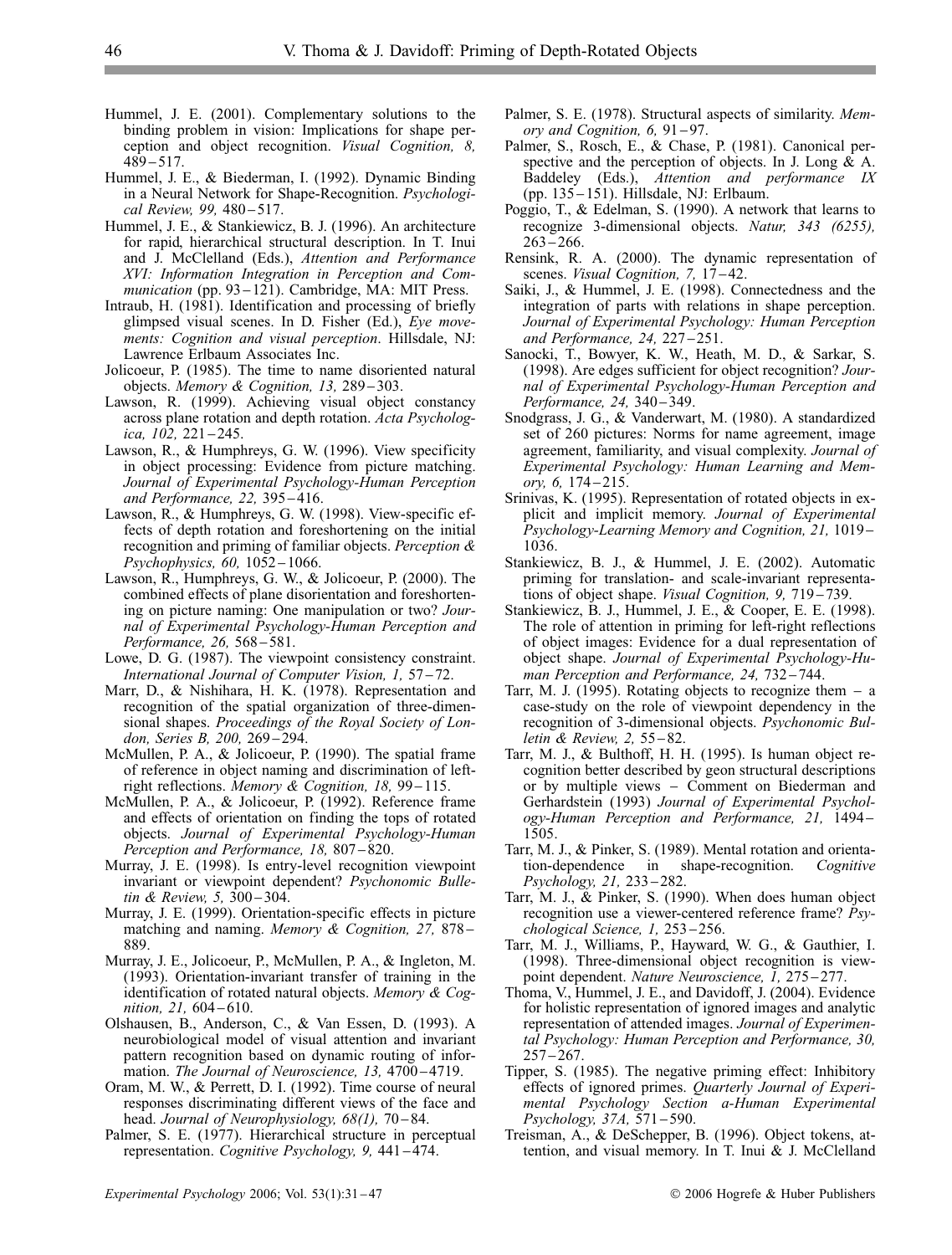Hummel, J. E. (2001). Complementary solutions to the binding problem in vision: Implications for shape perception and object recognition. *Visual Cognition, 8,* 489 – 517.

Hummel, J. E., & Biederman, I. (1992). Dynamic Binding in a Neural Network for Shape-Recognition. *Psychological Review, 99,* 480 – 517.

Hummel, J. E., & Stankiewicz, B. J. (1996). An architecture for rapid, hierarchical structural description. In T. Inui and J. McClelland (Eds.), *Attention and Performance XVI: Information Integration in Perception and Communication* (pp. 93 – 121). Cambridge, MA: MIT Press.

Intraub, H. (1981). Identification and processing of briefly glimpsed visual scenes. In D. Fisher (Ed.), *Eye movements: Cognition and visual perception*. Hillsdale, NJ: Lawrence Erlbaum Associates Inc.

Jolicoeur, P. (1985). The time to name disoriented natural objects. *Memory & Cognition, 13,* 289 – 303.

Lawson, R. (1999). Achieving visual object constancy across plane rotation and depth rotation. *Acta Psychologica, 102,* 221 – 245.

Lawson, R., & Humphreys, G. W. (1996). View specificity in object processing: Evidence from picture matching. *Journal of Experimental Psychology-Human Perception and Performance, 22,* 395 – 416.

Lawson, R., & Humphreys, G. W. (1998). View-specific effects of depth rotation and foreshortening on the initial recognition and priming of familiar objects. *Perception & Psychophysics, 60,* 1052 – 1066.

Lawson, R., Humphreys, G. W., & Jolicoeur, P. (2000). The combined effects of plane disorientation and foreshortening on picture naming: One manipulation or two? *Journal of Experimental Psychology-Human Perception and Performance, 26,* 568 – 581.

Lowe, D. G. (1987). The viewpoint consistency constraint. *International Journal of Computer Vision, 1,* 57 – 72.

Marr, D., & Nishihara, H. K. (1978). Representation and recognition of the spatial organization of three-dimensional shapes. *Proceedings of the Royal Society of London, Series B, 200,* 269 – 294.

McMullen, P. A., & Jolicoeur, P. (1990). The spatial frame of reference in object naming and discrimination of left-right reflections. *Memory & Cognition, 18,* 99 – 115.

McMullen, P. A., & Jolicoeur, P. (1992). Reference frame and effects of orientation on finding the tops of rotated objects. *Journal of Experimental Psychology-Human Perception and Performance, 18,* 807 – 820.

Murray, J. E. (1998). Is entry-level recognition viewpoint invariant or viewpoint dependent? *Psychonomic Bulletin & Review, 5,* 300 – 304.

Murray, J. E. (1999). Orientation-specific effects in picture matching and naming. *Memory & Cognition, 27,* 878 – 889.

Murray, J. E., Jolicoeur, P., McMullen, P. A., & Ingleton, M. (1993). Orientation-invariant transfer of training in the identification of rotated natural objects. *Memory & Cognition, 21,* 604 – 610.

Olshausen, B., Anderson, C., & Van Essen, D. (1993). A neurobiological model of visual attention and invariant pattern recognition based on dynamic routing of information. *The Journal of Neuroscience, 13,* 4700 – 4719.

Oram, M. W., & Perrett, D. I. (1992). Time course of neural responses discriminating different views of the face and head. *Journal of Neurophysiology, 68(1),* 70 – 84.

Palmer, S. E. (1977). Hierarchical structure in perceptual representation. *Cognitive Psychology, 9,* 441 – 474.

Palmer, S. E. (1978). Structural aspects of similarity. *Memory and Cognition, 6,* 91 – 97.

Palmer, S., Rosch, E., & Chase, P. (1981). Canonical perspective and the perception of objects. In J. Long & A. Baddeley (Eds.), *Attention and performance IX* (pp. 135 – 151). Hillsdale, NJ: Erlbaum.

Poggio, T., & Edelman, S. (1990). A network that learns to recognize 3-dimensional objects. *Natur, 343 (6255),* 263 – 266.

Rensink, R. A. (2000). The dynamic representation of scenes. *Visual Cognition, 7,* 17 – 42.

Saiki, J., & Hummel, J. E. (1998). Connectedness and the integration of parts with relations in shape perception. *Journal of Experimental Psychology: Human Perception and Performance, 24,* 227 – 251.

Sanocki, T., Bowyer, K. W., Heath, M. D., & Sarkar, S. (1998). Are edges sufficient for object recognition? *Journal of Experimental Psychology-Human Perception and Performance, 24,* 340 – 349.

Snodgrass, J. G., & Vanderwart, M. (1980). A standardized set of 260 pictures: Norms for name agreement, image agreement, familiarity, and visual complexity. *Journal of Experimental Psychology: Human Learning and Memory, 6,* 174 – 215.

Srinivas, K. (1995). Representation of rotated objects in explicit and implicit memory. *Journal of Experimental Psychology-Learning Memory and Cognition, 21,* 1019 – 1036.

Stankiewicz, B. J., & Hummel, J. E. (2002). Automatic priming for translation- and scale-invariant representations of object shape. *Visual Cognition, 9,* 719 – 739.

Stankiewicz, B. J., Hummel, J. E., & Cooper, E. E. (1998). The role of attention in priming for left-right reflections of object images: Evidence for a dual representation of object shape. *Journal of Experimental Psychology-Human Perception and Performance, 24,* 732 – 744.

Tarr, M. J. (1995). Rotating objects to recognize them – a case-study on the role of viewpoint dependency in the recognition of 3-dimensional objects. *Psychonomic Bulletin & Review, 2,* 55 – 82.

Tarr, M. J., & Bulthoff, H. H. (1995). Is human object recognition better described by geon structural descriptions or by multiple views – Comment on Biederman and Gerhardstein (1993) *Journal of Experimental Psychology-Human Perception and Performance, 21,* 1494 – 1505.

Tarr, M. J., & Pinker, S. (1989). Mental rotation and orientation-dependence in shape-recognition. *Cognitive Psychology, 21,* 233 – 282.

Tarr, M. J., & Pinker, S. (1990). When does human object recognition use a viewer-centered reference frame? *Psychological Science, 1,* 253 – 256.

Tarr, M. J., Williams, P., Hayward, W. G., & Gauthier, I. (1998). Three-dimensional object recognition is viewpoint dependent. *Nature Neuroscience, 1,* 275 – 277.

Thoma, V., Hummel, J. E., and Davidoff, J. (2004). Evidence for holistic representation of ignored images and analytic representation of attended images. *Journal of Experimental Psychology: Human Perception and Performance, 30,* 257 – 267.

Tipper, S. (1985). The negative priming effect: Inhibitory effects of ignored primes. *Quarterly Journal of Experimental Psychology Section a-Human Experimental Psychology, 37A,* 571 – 590.

Treisman, A., & DeSchepper, B. (1996). Object tokens, attention, and visual memory. In T. Inui & J. McClelland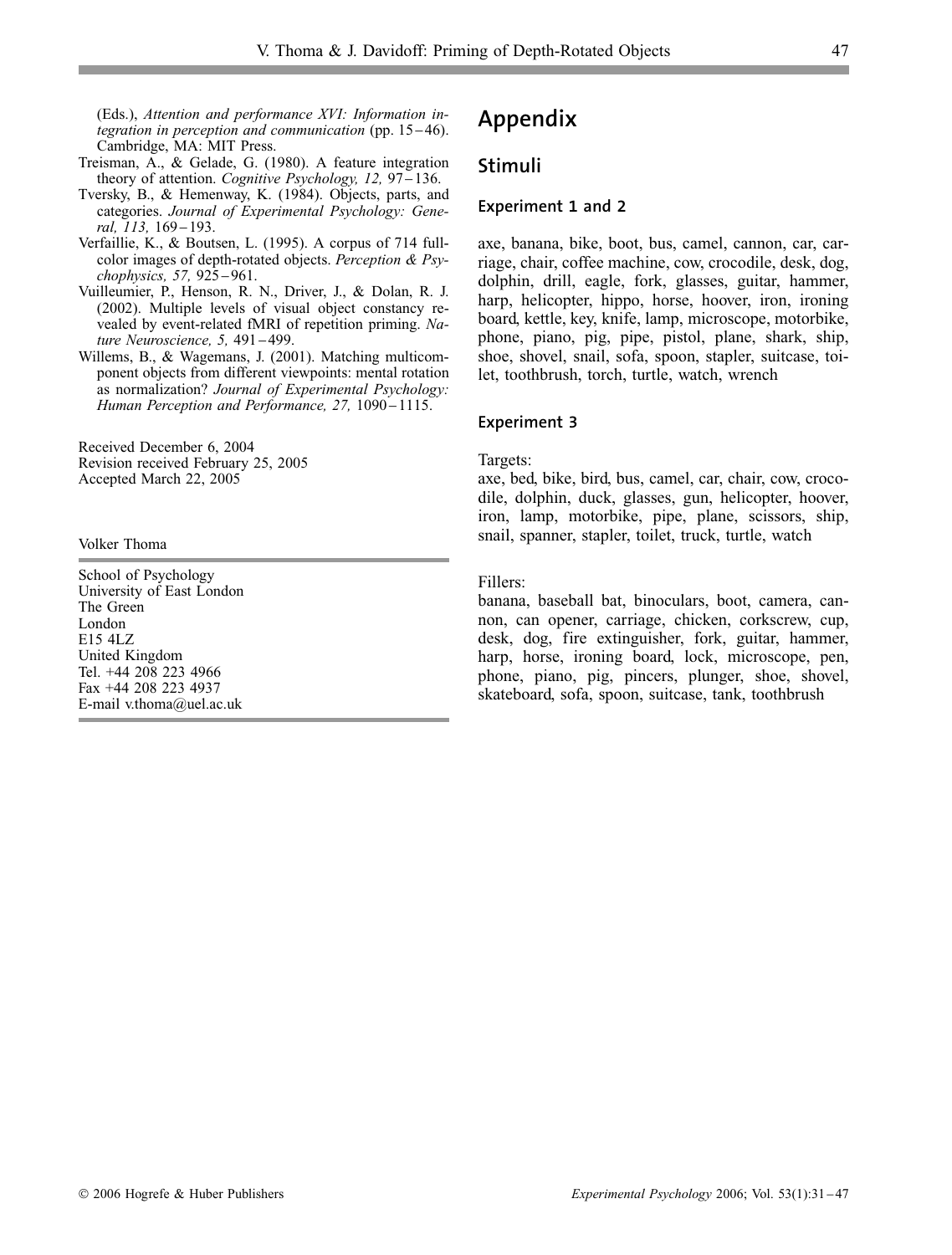(Eds.), *Attention and performance XVI: Information integration in perception and communication* (pp. 15–46). Cambridge, MA: MIT Press.

Treisman, A., & Gelade, G. (1980). A feature integration theory of attention. *Cognitive Psychology, 12,* 97–136.

Tversky, B., & Hemenway, K. (1984). Objects, parts, and categories. *Journal of Experimental Psychology: General, 113,* 169–193.

Verfaillie, K., & Boutsen, L. (1995). A corpus of 714 full-color images of depth-rotated objects. *Perception & Psychophysics, 57,* 925–961.

Vuilleumier, P., Henson, R. N., Driver, J., & Dolan, R. J. (2002). Multiple levels of visual object constancy revealed by event-related fMRI of repetition priming. *Nature Neuroscience, 5,* 491–499.

Willems, B., & Wagemans, J. (2001). Matching multicomponent objects from different viewpoints: mental rotation as normalization? *Journal of Experimental Psychology: Human Perception and Performance, 27,* 1090–1115.

Received December 6, 2004
Revision received February 25, 2005
Accepted March 22, 2005

Volker Thoma

School of Psychology
University of East London
The Green
London
E15 4LZ
United Kingdom
Tel. +44 208 223 4966
Fax +44 208 223 4937
E-mail v.thoma@uel.ac.uk

# Appendix

## Stimuli

### Experiment 1 and 2

axe, banana, bike, boot, bus, camel, cannon, car, carriage, chair, coffee machine, cow, crocodile, desk, dog, dolphin, drill, eagle, fork, glasses, guitar, hammer, harp, helicopter, hippo, horse, hoover, iron, ironing board, kettle, key, knife, lamp, microscope, motorbike, phone, piano, pig, pipe, pistol, plane, shark, ship, shoe, shovel, snail, sofa, spoon, stapler, suitcase, toilet, toothbrush, torch, turtle, watch, wrench

### Experiment 3

Targets:
axe, bed, bike, bird, bus, camel, car, chair, cow, crocodile, dolphin, duck, glasses, gun, helicopter, hoover, iron, lamp, motorbike, pipe, plane, scissors, ship, snail, spanner, stapler, toilet, truck, turtle, watch

Fillers:
banana, baseball bat, binoculars, boot, camera, cannon, can opener, carriage, chicken, corkscrew, cup, desk, dog, fire extinguisher, fork, guitar, hammer, harp, horse, ironing board, lock, microscope, pen, phone, piano, pig, pincers, plunger, shoe, shovel, skateboard, sofa, spoon, suitcase, tank, toothbrush